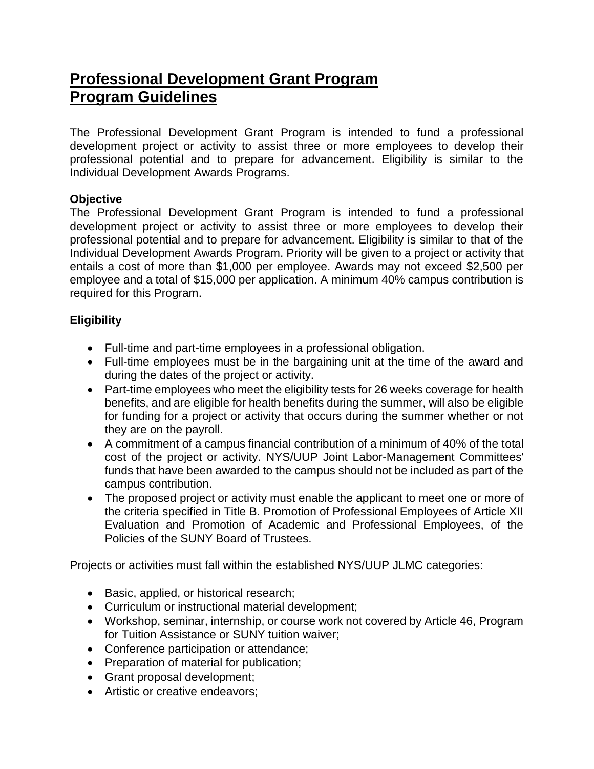# Professional Development Grant Program
# Program Guidelines

The Professional Development Grant Program is intended to fund a professional development project or activity to assist three or more employees to develop their professional potential and to prepare for advancement. Eligibility is similar to the Individual Development Awards Programs.

**Objective**

The Professional Development Grant Program is intended to fund a professional development project or activity to assist three or more employees to develop their professional potential and to prepare for advancement. Eligibility is similar to that of the Individual Development Awards Program. Priority will be given to a project or activity that entails a cost of more than $1,000 per employee. Awards may not exceed $2,500 per employee and a total of $15,000 per application. A minimum 40% campus contribution is required for this Program.

**Eligibility**

- Full-time and part-time employees in a professional obligation.
- Full-time employees must be in the bargaining unit at the time of the award and during the dates of the project or activity.
- Part-time employees who meet the eligibility tests for 26 weeks coverage for health benefits, and are eligible for health benefits during the summer, will also be eligible for funding for a project or activity that occurs during the summer whether or not they are on the payroll.
- A commitment of a campus financial contribution of a minimum of 40% of the total cost of the project or activity. NYS/UUP Joint Labor-Management Committees' funds that have been awarded to the campus should not be included as part of the campus contribution.
- The proposed project or activity must enable the applicant to meet one or more of the criteria specified in Title B. Promotion of Professional Employees of Article XII Evaluation and Promotion of Academic and Professional Employees, of the Policies of the SUNY Board of Trustees.

Projects or activities must fall within the established NYS/UUP JLMC categories:

- Basic, applied, or historical research;
- Curriculum or instructional material development;
- Workshop, seminar, internship, or course work not covered by Article 46, Program for Tuition Assistance or SUNY tuition waiver;
- Conference participation or attendance;
- Preparation of material for publication;
- Grant proposal development;
- Artistic or creative endeavors;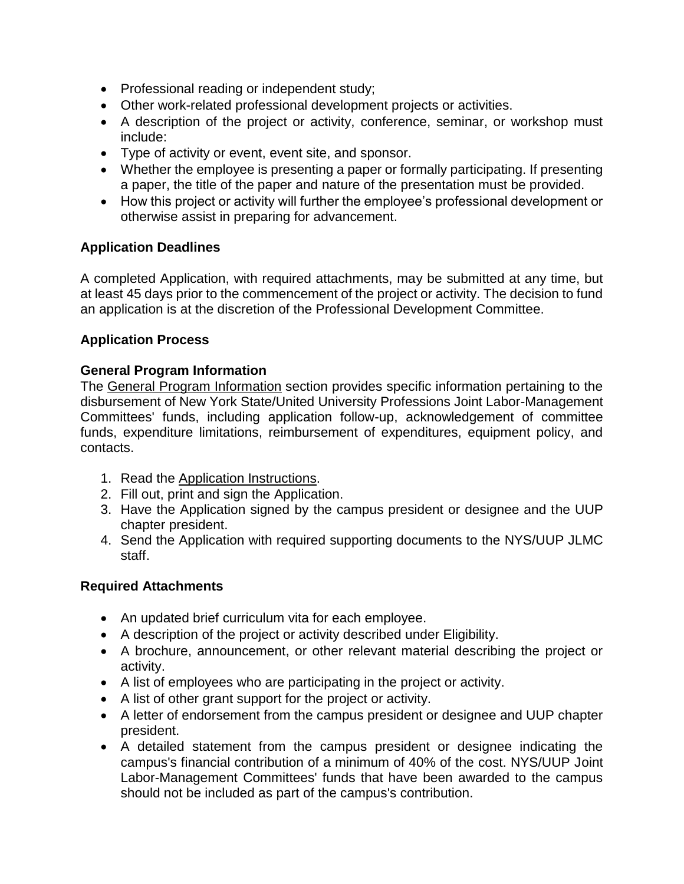- Professional reading or independent study;
- Other work-related professional development projects or activities.
- A description of the project or activity, conference, seminar, or workshop must include:
- Type of activity or event, event site, and sponsor.
- Whether the employee is presenting a paper or formally participating. If presenting a paper, the title of the paper and nature of the presentation must be provided.
- How this project or activity will further the employee's professional development or otherwise assist in preparing for advancement.

### Application Deadlines

A completed Application, with required attachments, may be submitted at any time, but at least 45 days prior to the commencement of the project or activity. The decision to fund an application is at the discretion of the Professional Development Committee.

### Application Process

### General Program Information

The General Program Information section provides specific information pertaining to the disbursement of New York State/United University Professions Joint Labor-Management Committees' funds, including application follow-up, acknowledgement of committee funds, expenditure limitations, reimbursement of expenditures, equipment policy, and contacts.

1. Read the Application Instructions.
2. Fill out, print and sign the Application.
3. Have the Application signed by the campus president or designee and the UUP chapter president.
4. Send the Application with required supporting documents to the NYS/UUP JLMC staff.

### Required Attachments

- An updated brief curriculum vita for each employee.
- A description of the project or activity described under Eligibility.
- A brochure, announcement, or other relevant material describing the project or activity.
- A list of employees who are participating in the project or activity.
- A list of other grant support for the project or activity.
- A letter of endorsement from the campus president or designee and UUP chapter president.
- A detailed statement from the campus president or designee indicating the campus's financial contribution of a minimum of 40% of the cost. NYS/UUP Joint Labor-Management Committees' funds that have been awarded to the campus should not be included as part of the campus's contribution.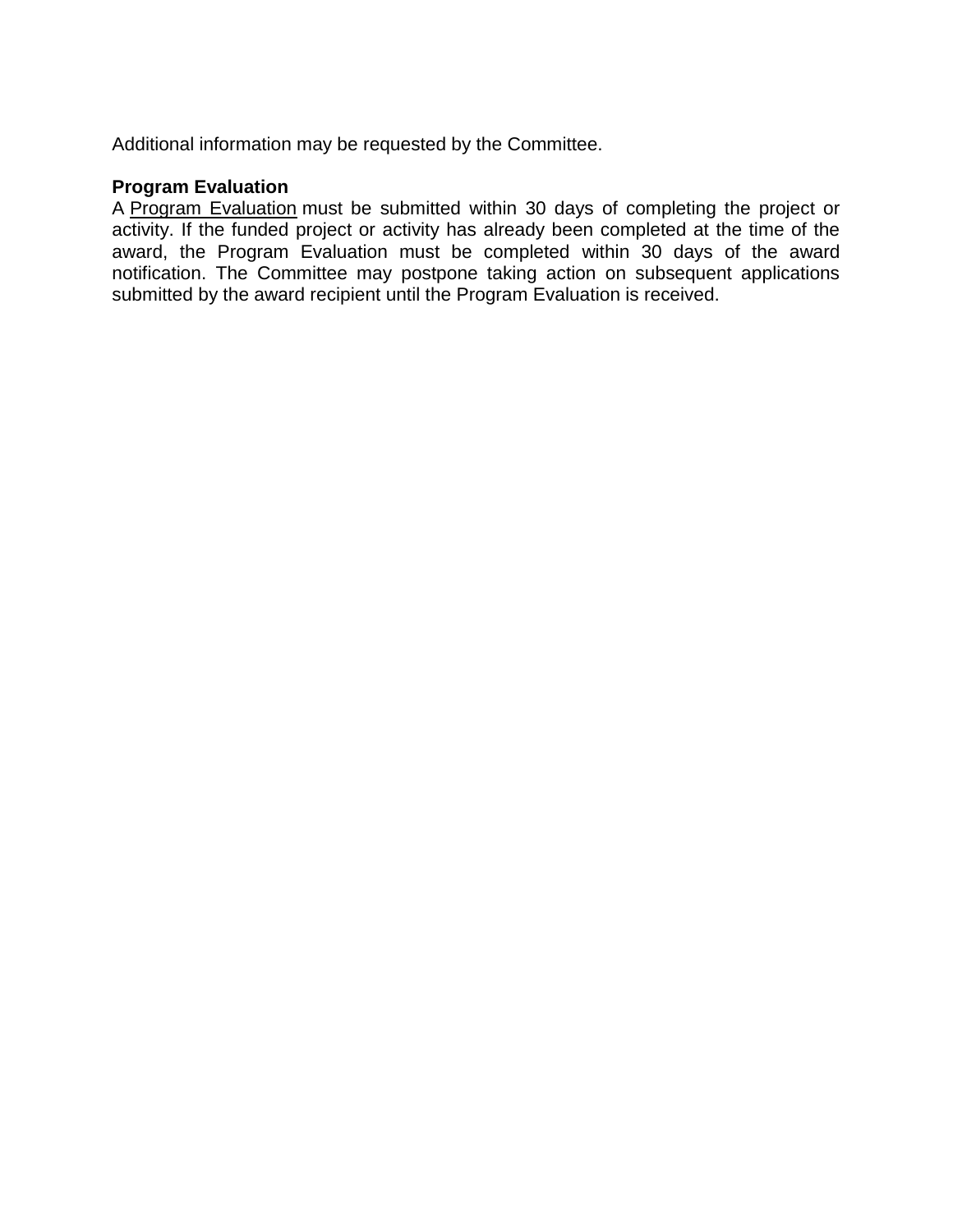Additional information may be requested by the Committee.

**Program Evaluation**

A Program Evaluation must be submitted within 30 days of completing the project or activity. If the funded project or activity has already been completed at the time of the award, the Program Evaluation must be completed within 30 days of the award notification. The Committee may postpone taking action on subsequent applications submitted by the award recipient until the Program Evaluation is received.